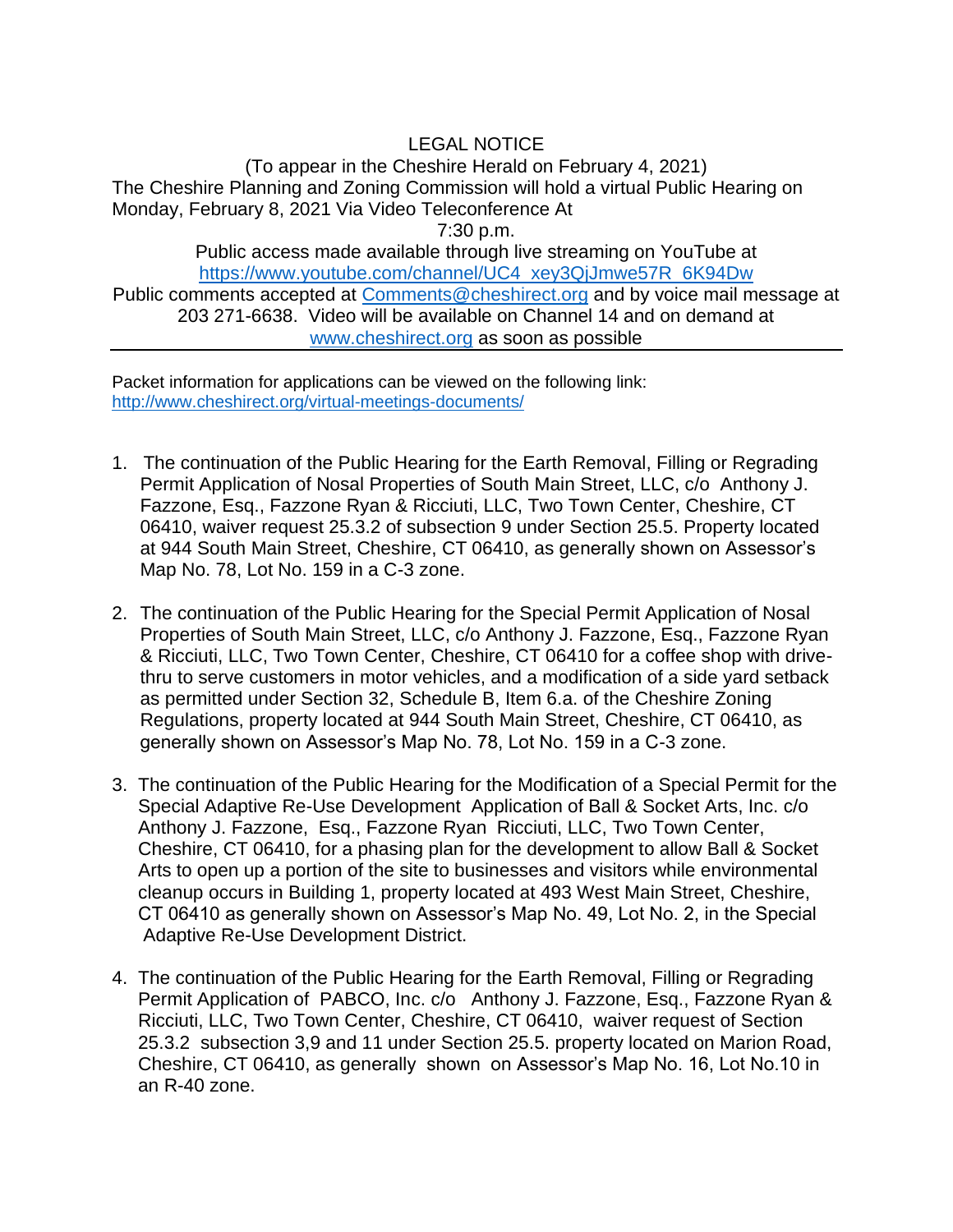# LEGAL NOTICE

(To appear in the Cheshire Herald on February 4, 2021)

The Cheshire Planning and Zoning Commission will hold a virtual Public Hearing on Monday, February 8, 2021 Via Video Teleconference At 7:30 p.m.

Public access made available through live streaming on YouTube at https://www.youtube.com/channel/UC4_xey3QjJmwe57R_6K94Dw

Public comments accepted at Comments@cheshirect.org and by voice mail message at 203 271-6638. Video will be available on Channel 14 and on demand at www.cheshirect.org as soon as possible

---

Packet information for applications can be viewed on the following link: http://www.cheshirect.org/virtual-meetings-documents/

1. The continuation of the Public Hearing for the Earth Removal, Filling or Regrading Permit Application of Nosal Properties of South Main Street, LLC, c/o Anthony J. Fazzone, Esq., Fazzone Ryan & Ricciuti, LLC, Two Town Center, Cheshire, CT 06410, waiver request 25.3.2 of subsection 9 under Section 25.5. Property located at 944 South Main Street, Cheshire, CT 06410, as generally shown on Assessor's Map No. 78, Lot No. 159 in a C-3 zone.

2. The continuation of the Public Hearing for the Special Permit Application of Nosal Properties of South Main Street, LLC, c/o Anthony J. Fazzone, Esq., Fazzone Ryan & Ricciuti, LLC, Two Town Center, Cheshire, CT 06410 for a coffee shop with drive-thru to serve customers in motor vehicles, and a modification of a side yard setback as permitted under Section 32, Schedule B, Item 6.a. of the Cheshire Zoning Regulations, property located at 944 South Main Street, Cheshire, CT 06410, as generally shown on Assessor's Map No. 78, Lot No. 159 in a C-3 zone.

3. The continuation of the Public Hearing for the Modification of a Special Permit for the Special Adaptive Re-Use Development Application of Ball & Socket Arts, Inc. c/o Anthony J. Fazzone, Esq., Fazzone Ryan Ricciuti, LLC, Two Town Center, Cheshire, CT 06410, for a phasing plan for the development to allow Ball & Socket Arts to open up a portion of the site to businesses and visitors while environmental cleanup occurs in Building 1, property located at 493 West Main Street, Cheshire, CT 06410 as generally shown on Assessor's Map No. 49, Lot No. 2, in the Special Adaptive Re-Use Development District.

4. The continuation of the Public Hearing for the Earth Removal, Filling or Regrading Permit Application of PABCO, Inc. c/o Anthony J. Fazzone, Esq., Fazzone Ryan & Ricciuti, LLC, Two Town Center, Cheshire, CT 06410, waiver request of Section 25.3.2 subsection 3,9 and 11 under Section 25.5. property located on Marion Road, Cheshire, CT 06410, as generally shown on Assessor's Map No. 16, Lot No.10 in an R-40 zone.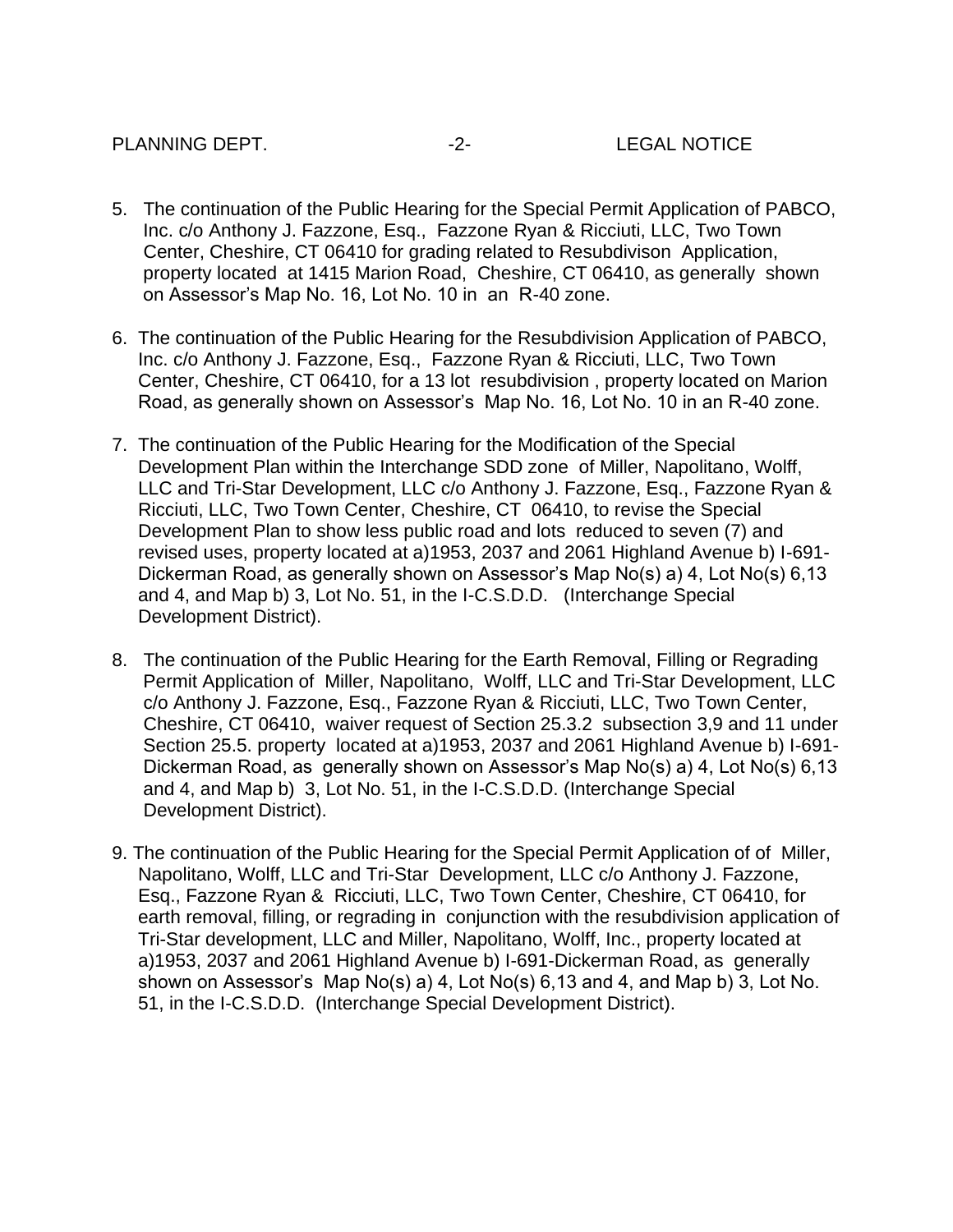5. The continuation of the Public Hearing for the Special Permit Application of PABCO, Inc. c/o Anthony J. Fazzone, Esq., Fazzone Ryan & Ricciuti, LLC, Two Town Center, Cheshire, CT 06410 for grading related to Resubdivison Application, property located at 1415 Marion Road, Cheshire, CT 06410, as generally shown on Assessor's Map No. 16, Lot No. 10 in an R-40 zone.

6. The continuation of the Public Hearing for the Resubdivision Application of PABCO, Inc. c/o Anthony J. Fazzone, Esq., Fazzone Ryan & Ricciuti, LLC, Two Town Center, Cheshire, CT 06410, for a 13 lot resubdivision , property located on Marion Road, as generally shown on Assessor's Map No. 16, Lot No. 10 in an R-40 zone.

7. The continuation of the Public Hearing for the Modification of the Special Development Plan within the Interchange SDD zone of Miller, Napolitano, Wolff, LLC and Tri-Star Development, LLC c/o Anthony J. Fazzone, Esq., Fazzone Ryan & Ricciuti, LLC, Two Town Center, Cheshire, CT 06410, to revise the Special Development Plan to show less public road and lots reduced to seven (7) and revised uses, property located at a)1953, 2037 and 2061 Highland Avenue b) I-691-Dickerman Road, as generally shown on Assessor's Map No(s) a) 4, Lot No(s) 6,13 and 4, and Map b) 3, Lot No. 51, in the I-C.S.D.D. (Interchange Special Development District).

8. The continuation of the Public Hearing for the Earth Removal, Filling or Regrading Permit Application of Miller, Napolitano, Wolff, LLC and Tri-Star Development, LLC c/o Anthony J. Fazzone, Esq., Fazzone Ryan & Ricciuti, LLC, Two Town Center, Cheshire, CT 06410, waiver request of Section 25.3.2 subsection 3,9 and 11 under Section 25.5. property located at a)1953, 2037 and 2061 Highland Avenue b) I-691-Dickerman Road, as generally shown on Assessor's Map No(s) a) 4, Lot No(s) 6,13 and 4, and Map b) 3, Lot No. 51, in the I-C.S.D.D. (Interchange Special Development District).

9. The continuation of the Public Hearing for the Special Permit Application of of Miller, Napolitano, Wolff, LLC and Tri-Star Development, LLC c/o Anthony J. Fazzone, Esq., Fazzone Ryan & Ricciuti, LLC, Two Town Center, Cheshire, CT 06410, for earth removal, filling, or regrading in conjunction with the resubdivision application of Tri-Star development, LLC and Miller, Napolitano, Wolff, Inc., property located at a)1953, 2037 and 2061 Highland Avenue b) I-691-Dickerman Road, as generally shown on Assessor's Map No(s) a) 4, Lot No(s) 6,13 and 4, and Map b) 3, Lot No. 51, in the I-C.S.D.D. (Interchange Special Development District).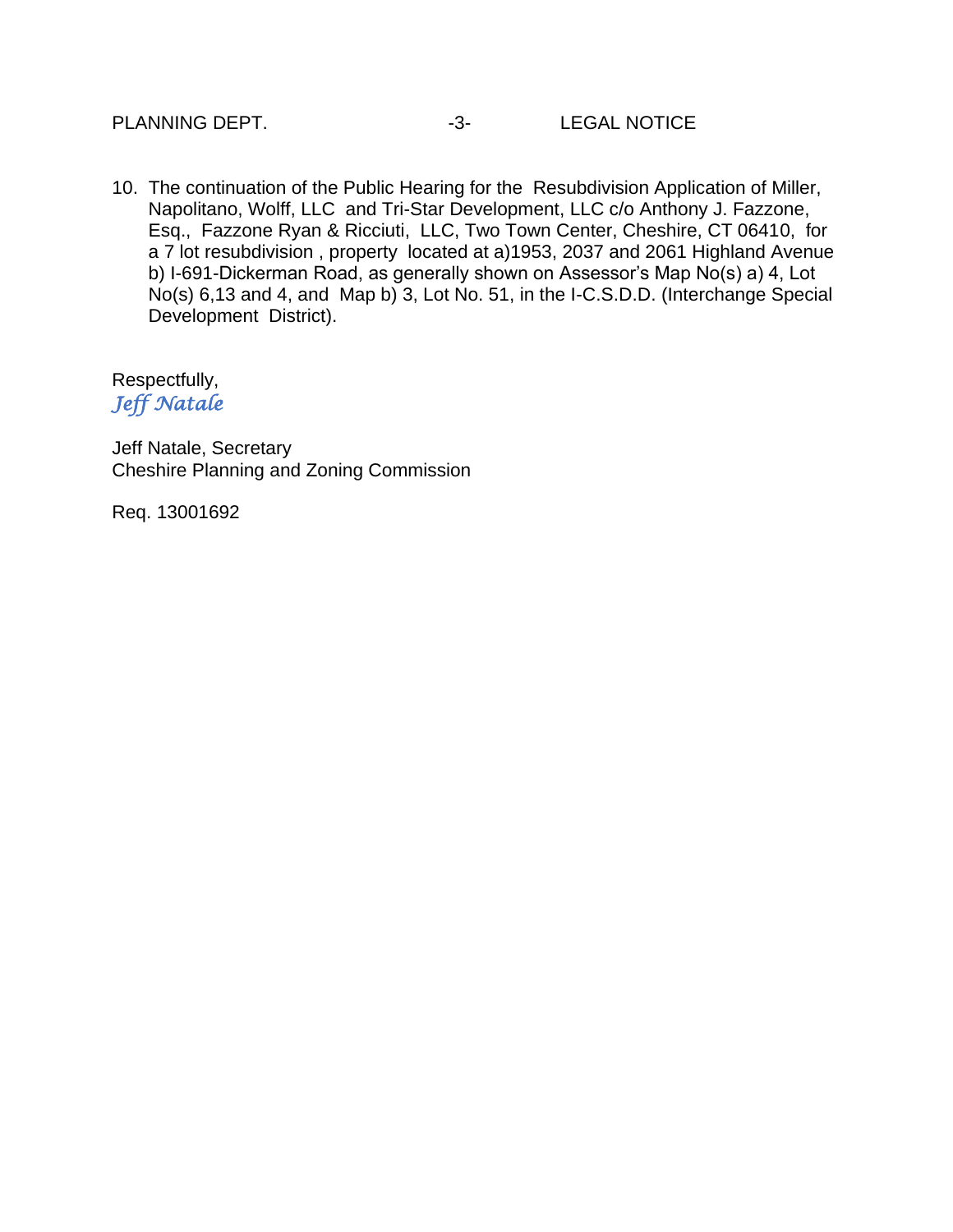10. The continuation of the Public Hearing for the Resubdivision Application of Miller, Napolitano, Wolff, LLC and Tri-Star Development, LLC c/o Anthony J. Fazzone, Esq., Fazzone Ryan & Ricciuti, LLC, Two Town Center, Cheshire, CT 06410, for a 7 lot resubdivision , property located at a)1953, 2037 and 2061 Highland Avenue b) I-691-Dickerman Road, as generally shown on Assessor's Map No(s) a) 4, Lot No(s) 6,13 and 4, and Map b) 3, Lot No. 51, in the I-C.S.D.D. (Interchange Special Development District).

Respectfully,
*Jeff Natale*

Jeff Natale, Secretary
Cheshire Planning and Zoning Commission

Req. 13001692